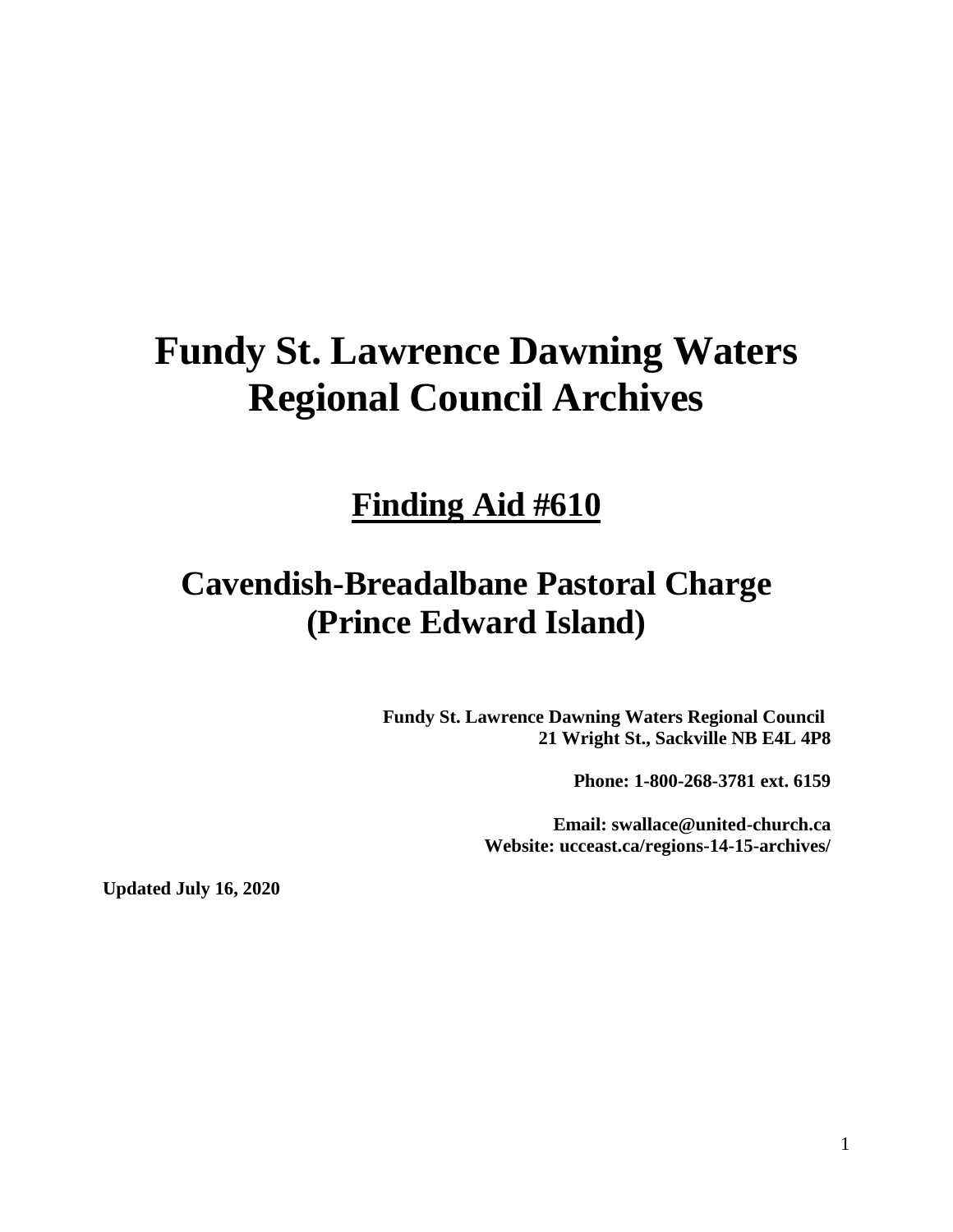# Fundy St. Lawrence Dawning Waters Regional Council Archives

## Finding Aid #610

## Cavendish-Breadalbane Pastoral Charge (Prince Edward Island)

**Fundy St. Lawrence Dawning Waters Regional Council**
**21 Wright St., Sackville NB E4L 4P8**

**Phone: 1-800-268-3781 ext. 6159**

**Email: swallace@united-church.ca**
**Website: ucceast.ca/regions-14-15-archives/**

**Updated July 16, 2020**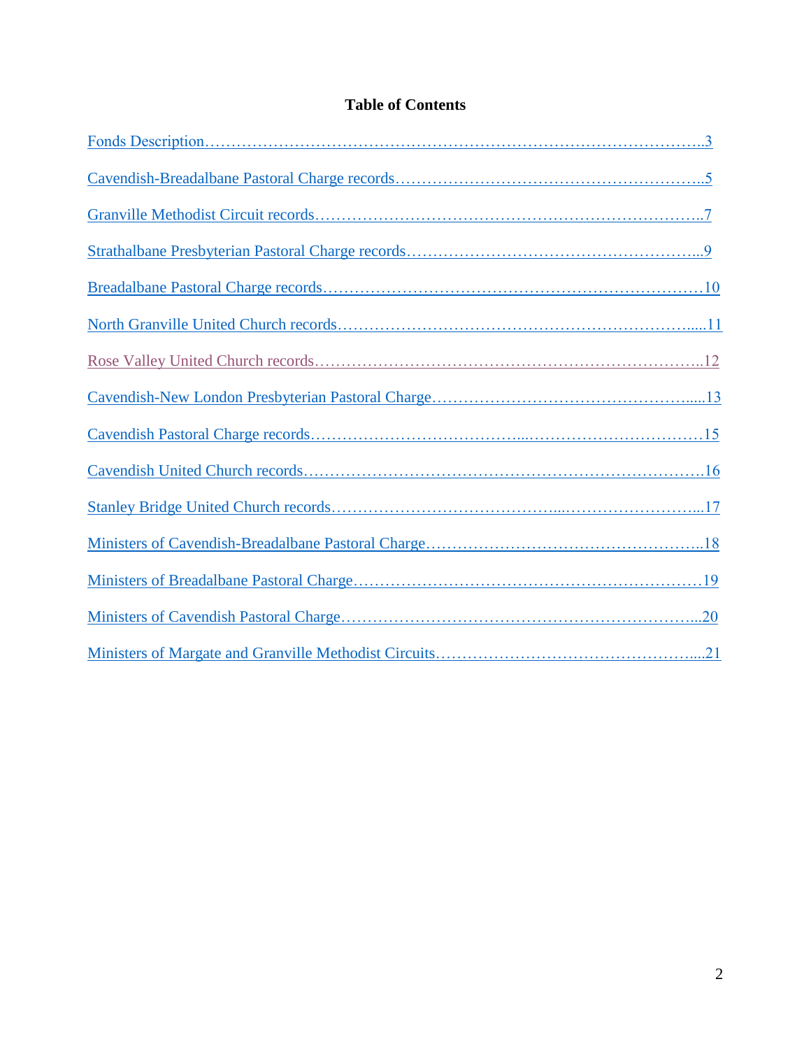# Table of Contents

Fonds Description……………………………………………………………………………………..3

Cavendish-Breadalbane Pastoral Charge records…………………………………………………..5

Granville Methodist Circuit records………………………………………………………………..7

Strathalbane Presbyterian Pastoral Charge records………………………………………………...9

Breadalbane Pastoral Charge records……………………………………………………………10

North Granville United Church records………………………………………………………....11

Rose Valley United Church records……………………………………………………………..12

Cavendish-New London Presbyterian Pastoral Charge………………………………………….....13

Cavendish Pastoral Charge records…………………………………...……………………………15

Cavendish United Church records………………………………………………………………….16

Stanley Bridge United Church records……………………………………...……………………...17

Ministers of Cavendish-Breadalbane Pastoral Charge……………………………………………..18

Ministers of Breadalbane Pastoral Charge…………………………………………………………19

Ministers of Cavendish Pastoral Charge…………………………………………………………...20

Ministers of Margate and Granville Methodist Circuits…………………………………………....21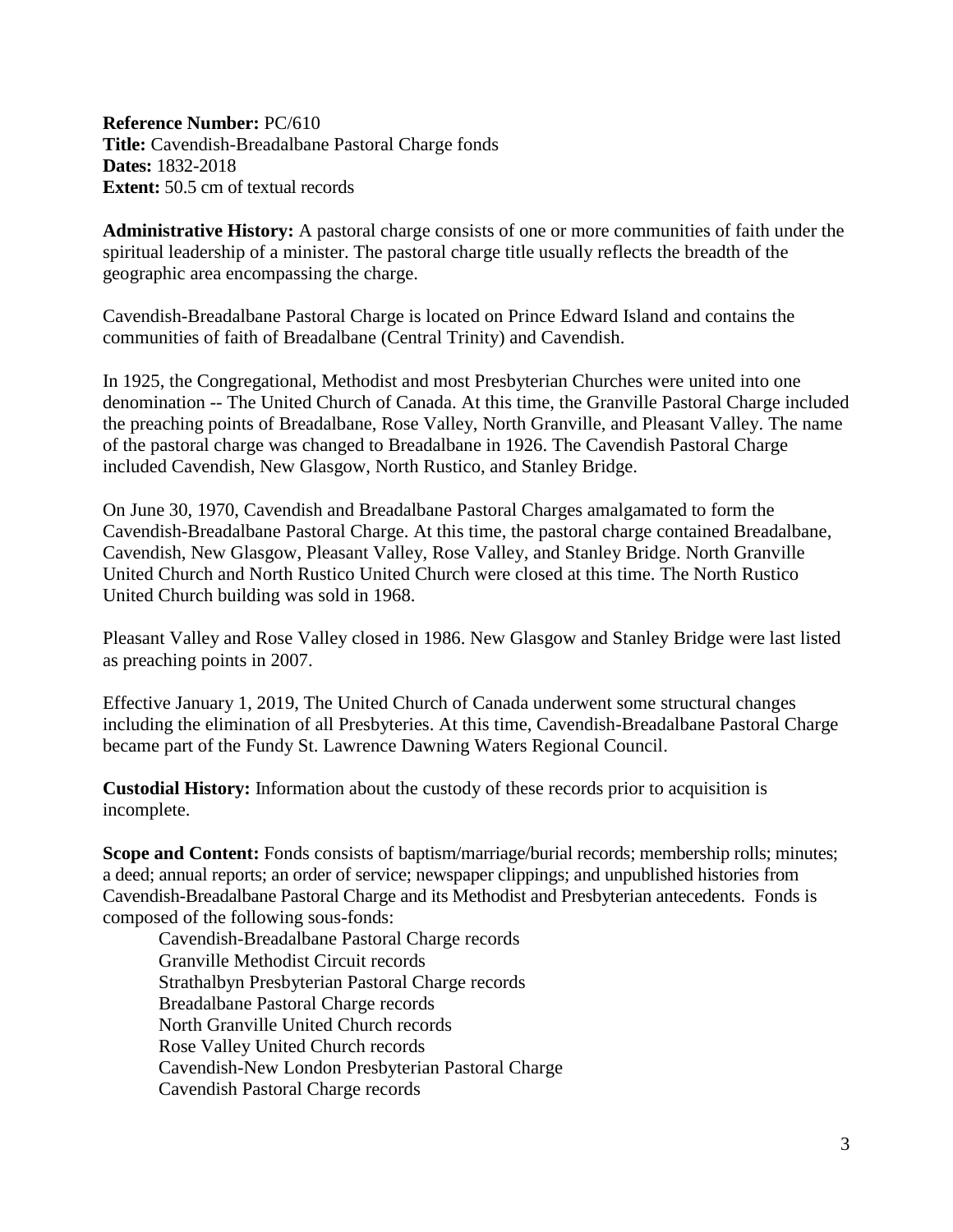**Reference Number:** PC/610
**Title:** Cavendish-Breadalbane Pastoral Charge fonds
**Dates:** 1832-2018
**Extent:** 50.5 cm of textual records

**Administrative History:** A pastoral charge consists of one or more communities of faith under the spiritual leadership of a minister. The pastoral charge title usually reflects the breadth of the geographic area encompassing the charge.

Cavendish-Breadalbane Pastoral Charge is located on Prince Edward Island and contains the communities of faith of Breadalbane (Central Trinity) and Cavendish.

In 1925, the Congregational, Methodist and most Presbyterian Churches were united into one denomination -- The United Church of Canada. At this time, the Granville Pastoral Charge included the preaching points of Breadalbane, Rose Valley, North Granville, and Pleasant Valley. The name of the pastoral charge was changed to Breadalbane in 1926. The Cavendish Pastoral Charge included Cavendish, New Glasgow, North Rustico, and Stanley Bridge.

On June 30, 1970, Cavendish and Breadalbane Pastoral Charges amalgamated to form the Cavendish-Breadalbane Pastoral Charge. At this time, the pastoral charge contained Breadalbane, Cavendish, New Glasgow, Pleasant Valley, Rose Valley, and Stanley Bridge. North Granville United Church and North Rustico United Church were closed at this time. The North Rustico United Church building was sold in 1968.

Pleasant Valley and Rose Valley closed in 1986. New Glasgow and Stanley Bridge were last listed as preaching points in 2007.

Effective January 1, 2019, The United Church of Canada underwent some structural changes including the elimination of all Presbyteries. At this time, Cavendish-Breadalbane Pastoral Charge became part of the Fundy St. Lawrence Dawning Waters Regional Council.

**Custodial History:** Information about the custody of these records prior to acquisition is incomplete.

**Scope and Content:** Fonds consists of baptism/marriage/burial records; membership rolls; minutes; a deed; annual reports; an order of service; newspaper clippings; and unpublished histories from Cavendish-Breadalbane Pastoral Charge and its Methodist and Presbyterian antecedents. Fonds is composed of the following sous-fonds:

- Cavendish-Breadalbane Pastoral Charge records
- Granville Methodist Circuit records
- Strathalbyn Presbyterian Pastoral Charge records
- Breadalbane Pastoral Charge records
- North Granville United Church records
- Rose Valley United Church records
- Cavendish-New London Presbyterian Pastoral Charge
- Cavendish Pastoral Charge records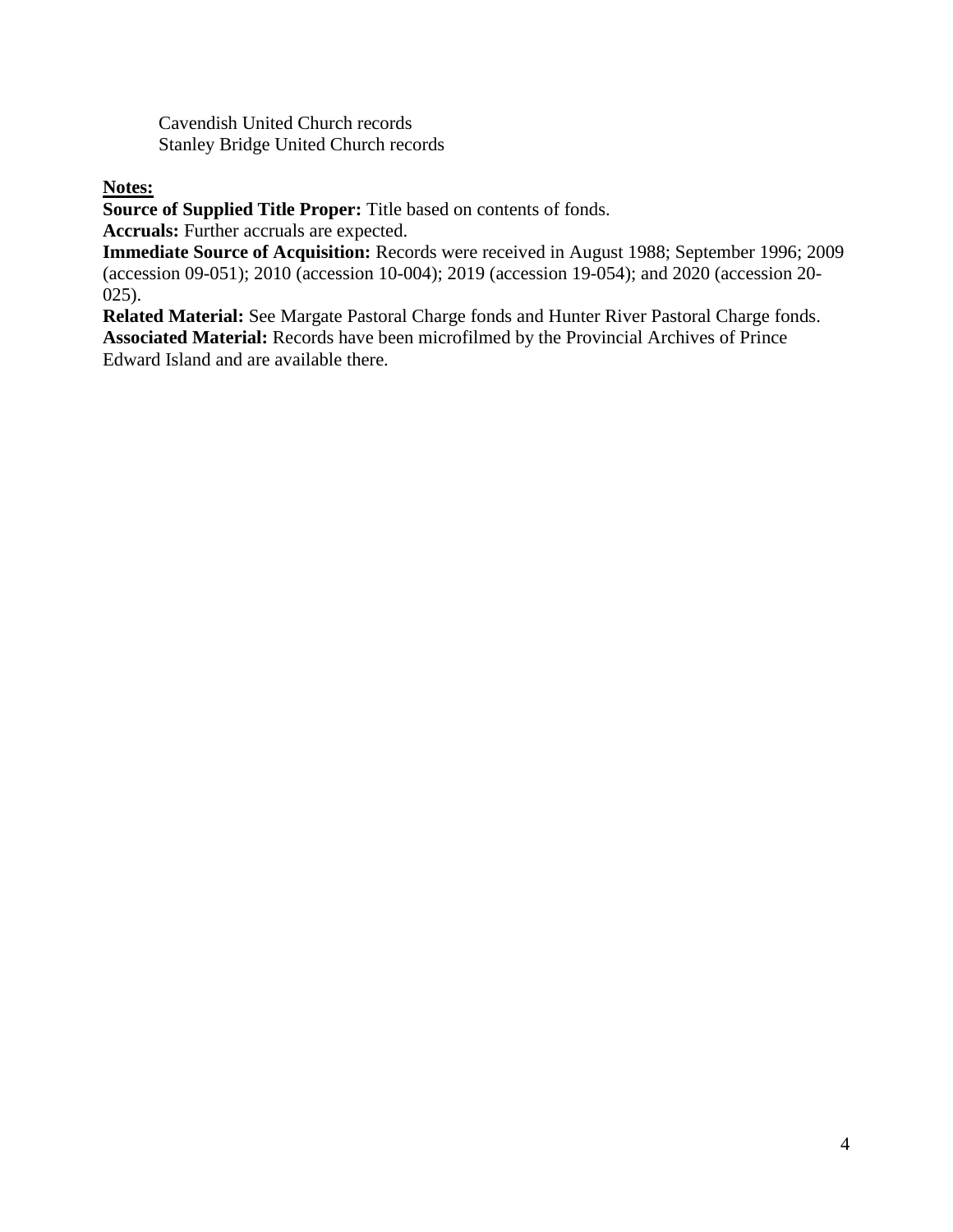Cavendish United Church records
Stanley Bridge United Church records

**Notes:**

**Source of Supplied Title Proper:** Title based on contents of fonds.
**Accruals:** Further accruals are expected.
**Immediate Source of Acquisition:** Records were received in August 1988; September 1996; 2009 (accession 09-051); 2010 (accession 10-004); 2019 (accession 19-054); and 2020 (accession 20-025).
**Related Material:** See Margate Pastoral Charge fonds and Hunter River Pastoral Charge fonds.
**Associated Material:** Records have been microfilmed by the Provincial Archives of Prince Edward Island and are available there.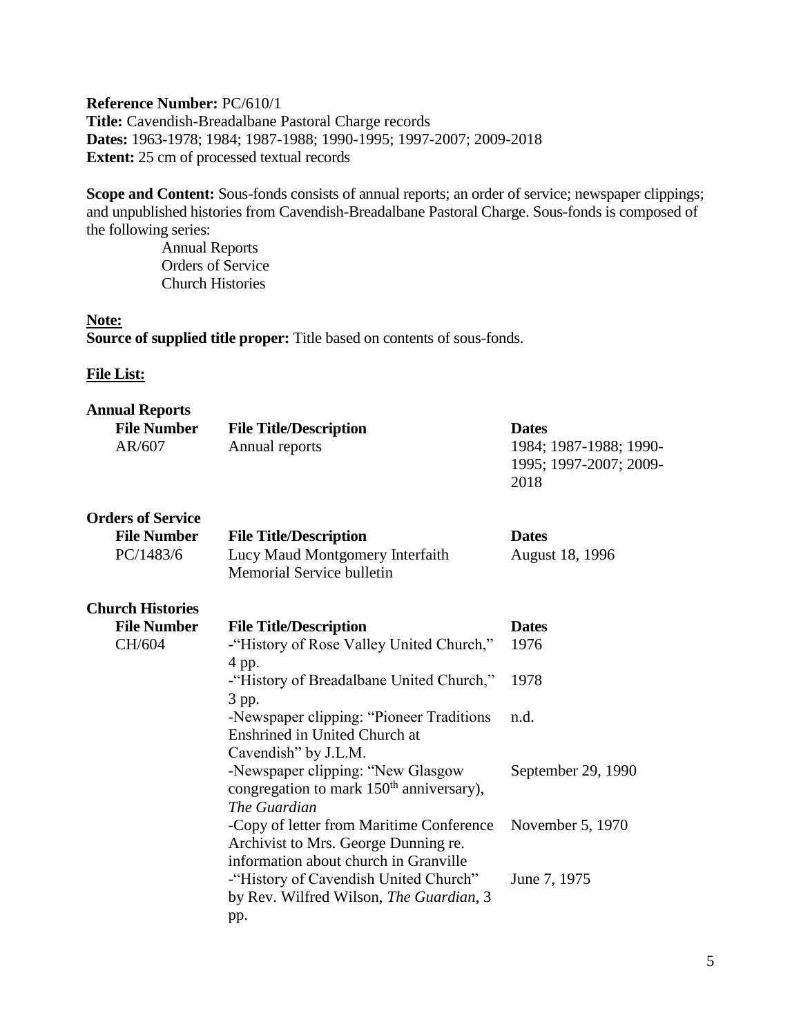**Reference Number:** PC/610/1
**Title:** Cavendish-Breadalbane Pastoral Charge records
**Dates:** 1963-1978; 1984; 1987-1988; 1990-1995; 1997-2007; 2009-2018
**Extent:** 25 cm of processed textual records

**Scope and Content:** Sous-fonds consists of annual reports; an order of service; newspaper clippings; and unpublished histories from Cavendish-Breadalbane Pastoral Charge. Sous-fonds is composed of the following series:

- Annual Reports
- Orders of Service
- Church Histories

**Note:**

**Source of supplied title proper:** Title based on contents of sous-fonds.

**File List:**

**Annual Reports**

| File Number | File Title/Description | Dates |
|---|---|---|
| AR/607 | Annual reports | 1984; 1987-1988; 1990-1995; 1997-2007; 2009-2018 |

**Orders of Service**

| File Number | File Title/Description | Dates |
|---|---|---|
| PC/1483/6 | Lucy Maud Montgomery Interfaith Memorial Service bulletin | August 18, 1996 |

**Church Histories**

| File Number | File Title/Description | Dates |
|---|---|---|
| CH/604 | -"History of Rose Valley United Church," 4 pp. | 1976 |
| | -"History of Breadalbane United Church," 3 pp. | 1978 |
| | -Newspaper clipping: "Pioneer Traditions Enshrined in United Church at Cavendish" by J.L.M. | n.d. |
| | -Newspaper clipping: "New Glasgow congregation to mark 150th anniversary), *The Guardian* | September 29, 1990 |
| | -Copy of letter from Maritime Conference Archivist to Mrs. George Dunning re. information about church in Granville | November 5, 1970 |
| | -"History of Cavendish United Church" by Rev. Wilfred Wilson, *The Guardian*, 3 pp. | June 7, 1975 |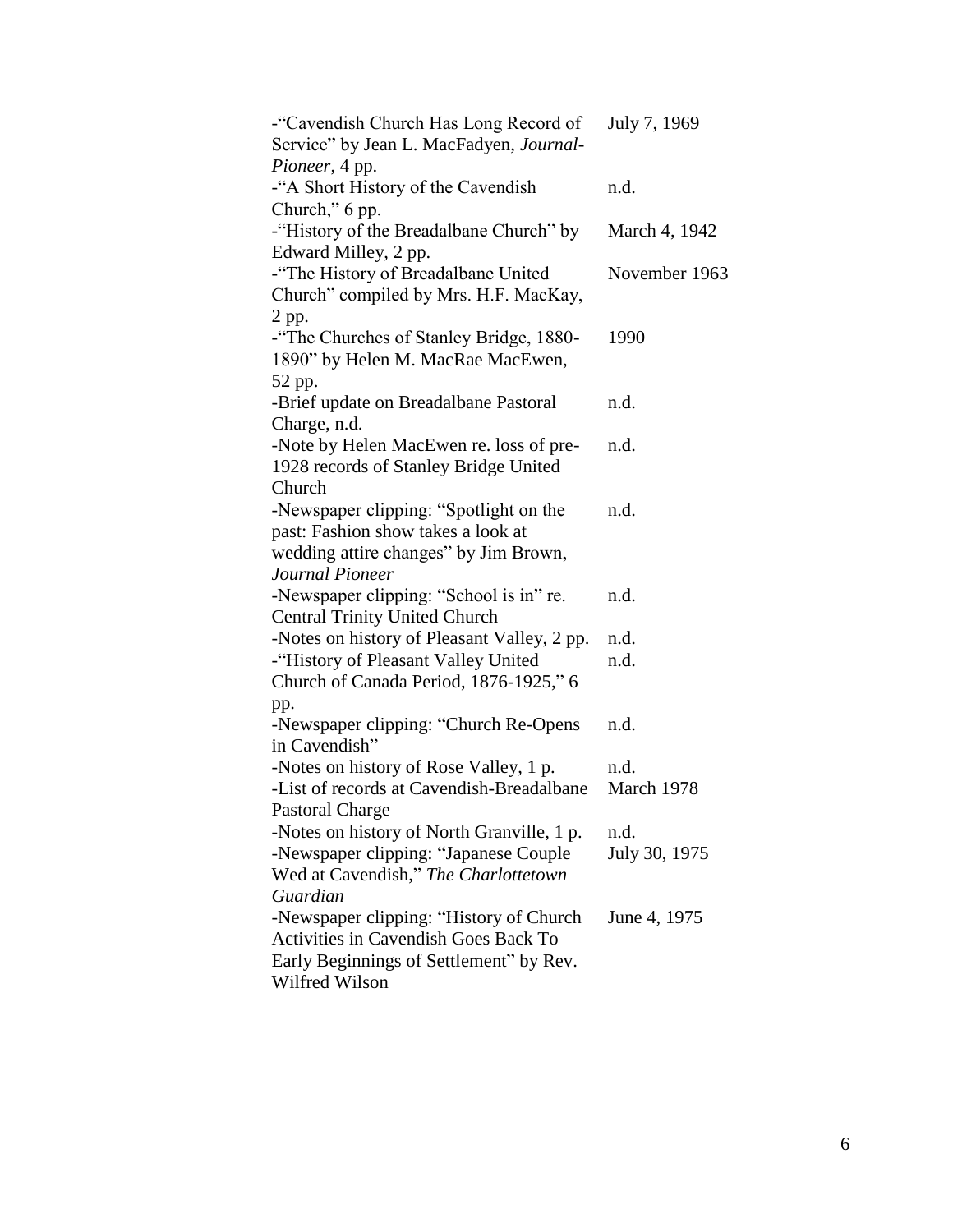| | |
|---|---|
| -"Cavendish Church Has Long Record of Service" by Jean L. MacFadyen, *Journal-Pioneer*, 4 pp. | July 7, 1969 |
| -"A Short History of the Cavendish Church," 6 pp. | n.d. |
| -"History of the Breadalbane Church" by Edward Milley, 2 pp. | March 4, 1942 |
| -"The History of Breadalbane United Church" compiled by Mrs. H.F. MacKay, 2 pp. | November 1963 |
| -"The Churches of Stanley Bridge, 1880-1890" by Helen M. MacRae MacEwen, 52 pp. | 1990 |
| -Brief update on Breadalbane Pastoral Charge, n.d. | n.d. |
| -Note by Helen MacEwen re. loss of pre-1928 records of Stanley Bridge United Church | n.d. |
| -Newspaper clipping: "Spotlight on the past: Fashion show takes a look at wedding attire changes" by Jim Brown, *Journal Pioneer* | n.d. |
| -Newspaper clipping: "School is in" re. Central Trinity United Church | n.d. |
| -Notes on history of Pleasant Valley, 2 pp. | n.d. |
| -"History of Pleasant Valley United Church of Canada Period, 1876-1925," 6 pp. | n.d. |
| -Newspaper clipping: "Church Re-Opens in Cavendish" | n.d. |
| -Notes on history of Rose Valley, 1 p. | n.d. |
| -List of records at Cavendish-Breadalbane Pastoral Charge | March 1978 |
| -Notes on history of North Granville, 1 p. | n.d. |
| -Newspaper clipping: "Japanese Couple Wed at Cavendish," *The Charlottetown Guardian* | July 30, 1975 |
| -Newspaper clipping: "History of Church Activities in Cavendish Goes Back To Early Beginnings of Settlement" by Rev. Wilfred Wilson | June 4, 1975 |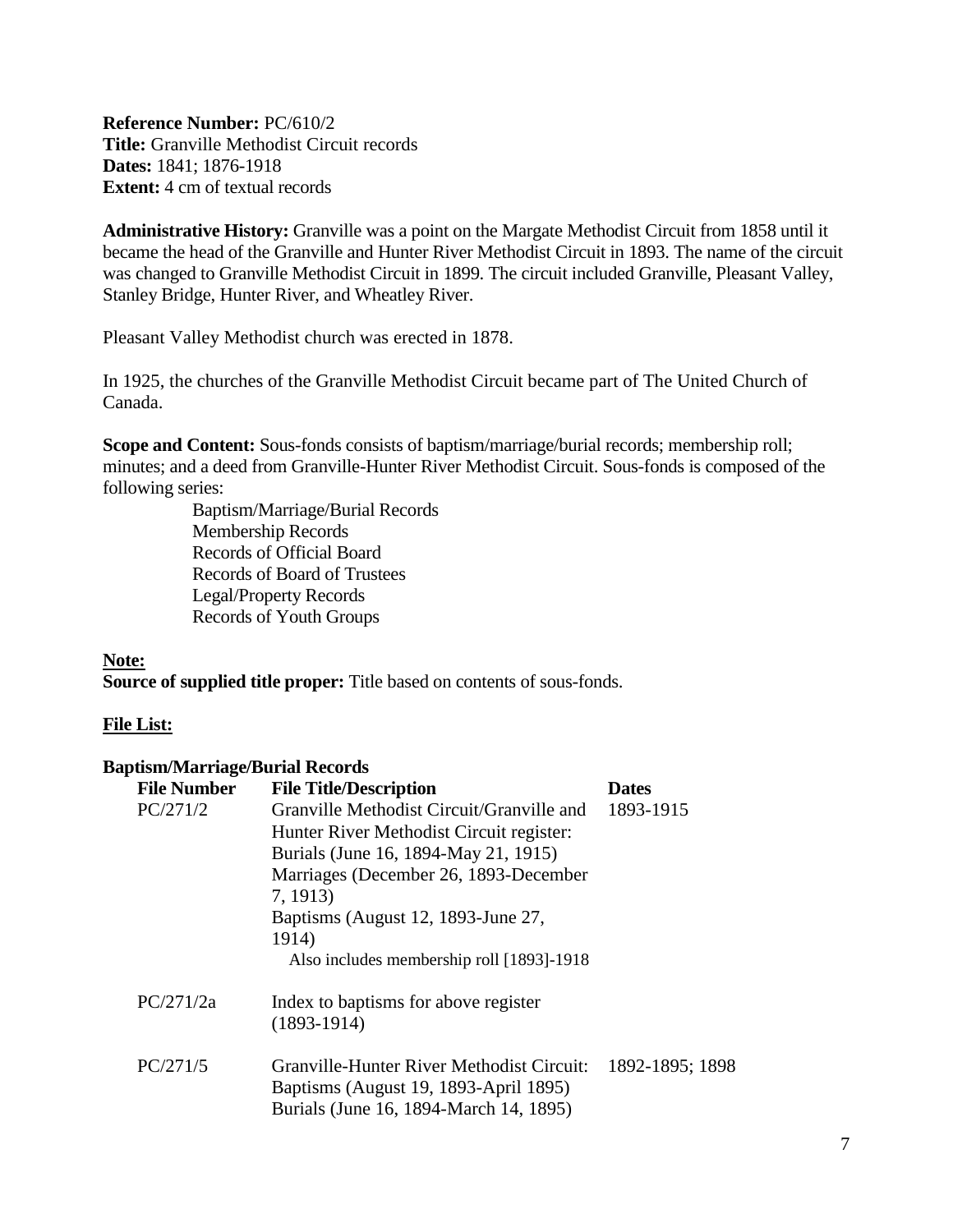**Reference Number:** PC/610/2
**Title:** Granville Methodist Circuit records
**Dates:** 1841; 1876-1918
**Extent:** 4 cm of textual records

**Administrative History:** Granville was a point on the Margate Methodist Circuit from 1858 until it became the head of the Granville and Hunter River Methodist Circuit in 1893. The name of the circuit was changed to Granville Methodist Circuit in 1899. The circuit included Granville, Pleasant Valley, Stanley Bridge, Hunter River, and Wheatley River.

Pleasant Valley Methodist church was erected in 1878.

In 1925, the churches of the Granville Methodist Circuit became part of The United Church of Canada.

**Scope and Content:** Sous-fonds consists of baptism/marriage/burial records; membership roll; minutes; and a deed from Granville-Hunter River Methodist Circuit. Sous-fonds is composed of the following series:

- Baptism/Marriage/Burial Records
- Membership Records
- Records of Official Board
- Records of Board of Trustees
- Legal/Property Records
- Records of Youth Groups

**Note:**
**Source of supplied title proper:** Title based on contents of sous-fonds.

**File List:**

**Baptism/Marriage/Burial Records**

| File Number | File Title/Description | Dates |
|---|---|---|
| PC/271/2 | Granville Methodist Circuit/Granville and Hunter River Methodist Circuit register: Burials (June 16, 1894-May 21, 1915) Marriages (December 26, 1893-December 7, 1913) Baptisms (August 12, 1893-June 27, 1914) Also includes membership roll [1893]-1918 | 1893-1915 |
| PC/271/2a | Index to baptisms for above register (1893-1914) | |
| PC/271/5 | Granville-Hunter River Methodist Circuit: Baptisms (August 19, 1893-April 1895) Burials (June 16, 1894-March 14, 1895) | 1892-1895; 1898 |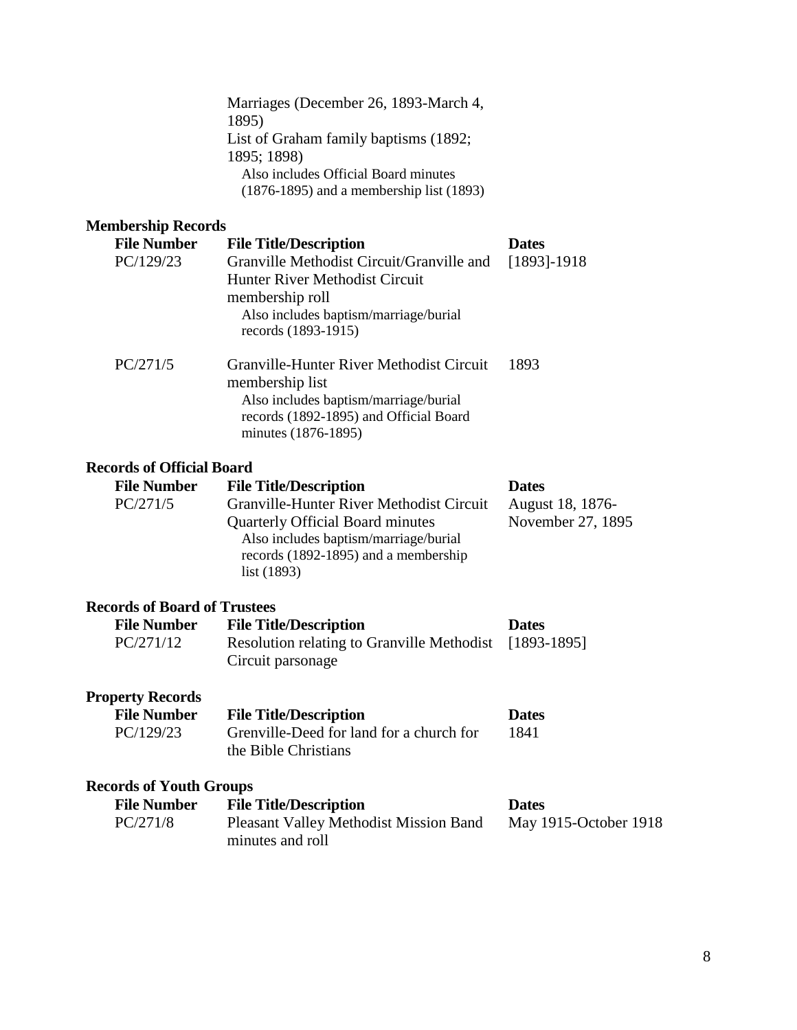| | | |
|---|---|---|
| | Marriages (December 26, 1893-March 4, 1895)<br>List of Graham family baptisms (1892; 1895; 1898)<br>Also includes Official Board minutes (1876-1895) and a membership list (1893) | |

### Membership Records

| File Number | File Title/Description | Dates |
|---|---|---|
| PC/129/23 | Granville Methodist Circuit/Granville and Hunter River Methodist Circuit membership roll<br>Also includes baptism/marriage/burial records (1893-1915) | [1893]-1918 |
| PC/271/5 | Granville-Hunter River Methodist Circuit membership list<br>Also includes baptism/marriage/burial records (1892-1895) and Official Board minutes (1876-1895) | 1893 |

### Records of Official Board

| File Number | File Title/Description | Dates |
|---|---|---|
| PC/271/5 | Granville-Hunter River Methodist Circuit Quarterly Official Board minutes<br>Also includes baptism/marriage/burial records (1892-1895) and a membership list (1893) | August 18, 1876-November 27, 1895 |

### Records of Board of Trustees

| File Number | File Title/Description | Dates |
|---|---|---|
| PC/271/12 | Resolution relating to Granville Methodist Circuit parsonage | [1893-1895] |

### Property Records

| File Number | File Title/Description | Dates |
|---|---|---|
| PC/129/23 | Grenville-Deed for land for a church for the Bible Christians | 1841 |

### Records of Youth Groups

| File Number | File Title/Description | Dates |
|---|---|---|
| PC/271/8 | Pleasant Valley Methodist Mission Band minutes and roll | May 1915-October 1918 |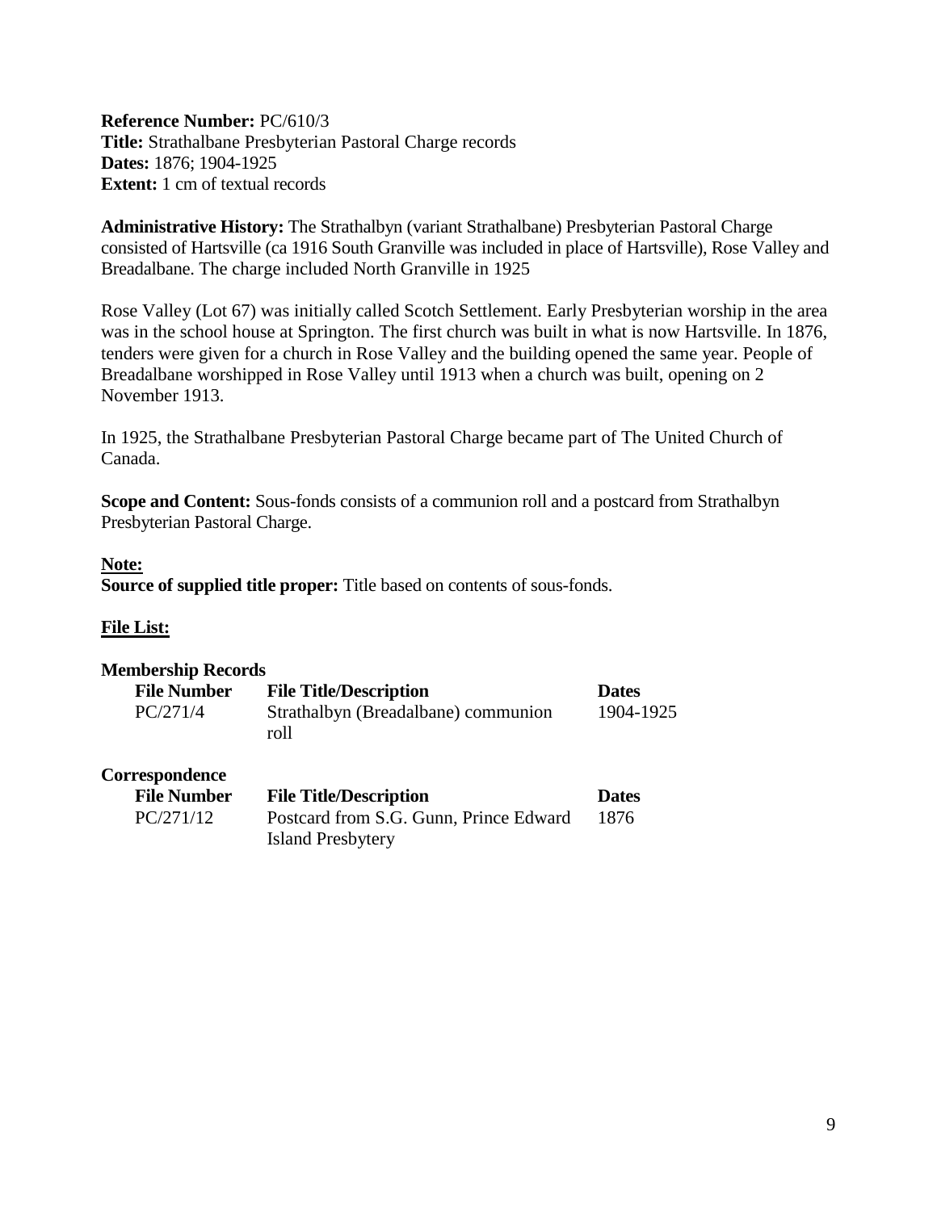**Reference Number:** PC/610/3
**Title:** Strathalbane Presbyterian Pastoral Charge records
**Dates:** 1876; 1904-1925
**Extent:** 1 cm of textual records

**Administrative History:** The Strathalbyn (variant Strathalbane) Presbyterian Pastoral Charge consisted of Hartsville (ca 1916 South Granville was included in place of Hartsville), Rose Valley and Breadalbane. The charge included North Granville in 1925

Rose Valley (Lot 67) was initially called Scotch Settlement. Early Presbyterian worship in the area was in the school house at Springton. The first church was built in what is now Hartsville. In 1876, tenders were given for a church in Rose Valley and the building opened the same year. People of Breadalbane worshipped in Rose Valley until 1913 when a church was built, opening on 2 November 1913.

In 1925, the Strathalbane Presbyterian Pastoral Charge became part of The United Church of Canada.

**Scope and Content:** Sous-fonds consists of a communion roll and a postcard from Strathalbyn Presbyterian Pastoral Charge.

**Note:**
**Source of supplied title proper:** Title based on contents of sous-fonds.

**File List:**

**Membership Records**

| File Number | File Title/Description | Dates |
|---|---|---|
| PC/271/4 | Strathalbyn (Breadalbane) communion roll | 1904-1925 |

**Correspondence**

| File Number | File Title/Description | Dates |
|---|---|---|
| PC/271/12 | Postcard from S.G. Gunn, Prince Edward Island Presbytery | 1876 |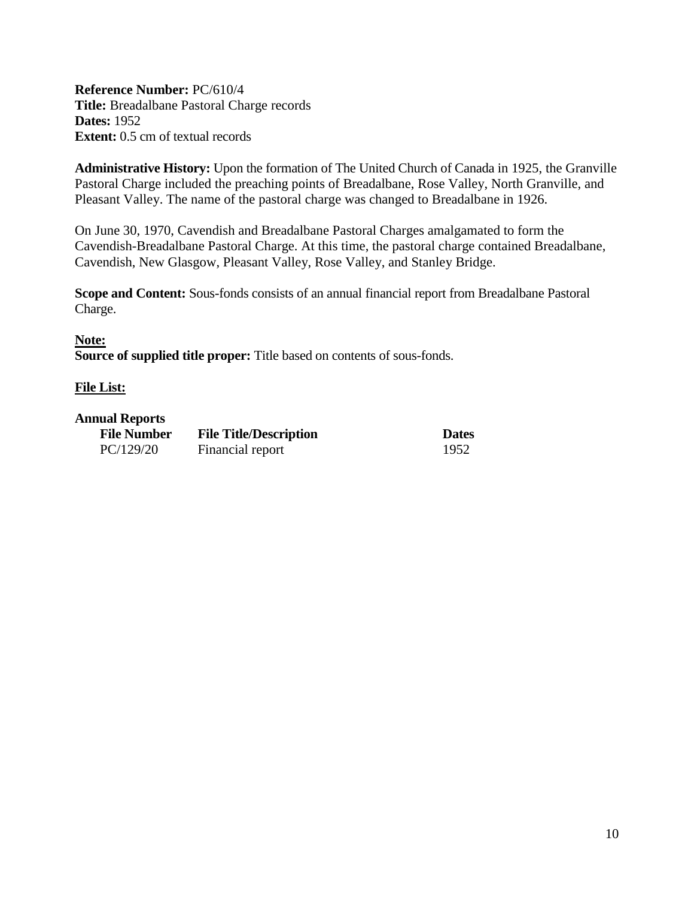**Reference Number:** PC/610/4
**Title:** Breadalbane Pastoral Charge records
**Dates:** 1952
**Extent:** 0.5 cm of textual records

**Administrative History:** Upon the formation of The United Church of Canada in 1925, the Granville Pastoral Charge included the preaching points of Breadalbane, Rose Valley, North Granville, and Pleasant Valley. The name of the pastoral charge was changed to Breadalbane in 1926.

On June 30, 1970, Cavendish and Breadalbane Pastoral Charges amalgamated to form the Cavendish-Breadalbane Pastoral Charge. At this time, the pastoral charge contained Breadalbane, Cavendish, New Glasgow, Pleasant Valley, Rose Valley, and Stanley Bridge.

**Scope and Content:** Sous-fonds consists of an annual financial report from Breadalbane Pastoral Charge.

**Note:**
**Source of supplied title proper:** Title based on contents of sous-fonds.

**File List:**

**Annual Reports**

| File Number | File Title/Description | Dates |
|---|---|---|
| PC/129/20 | Financial report | 1952 |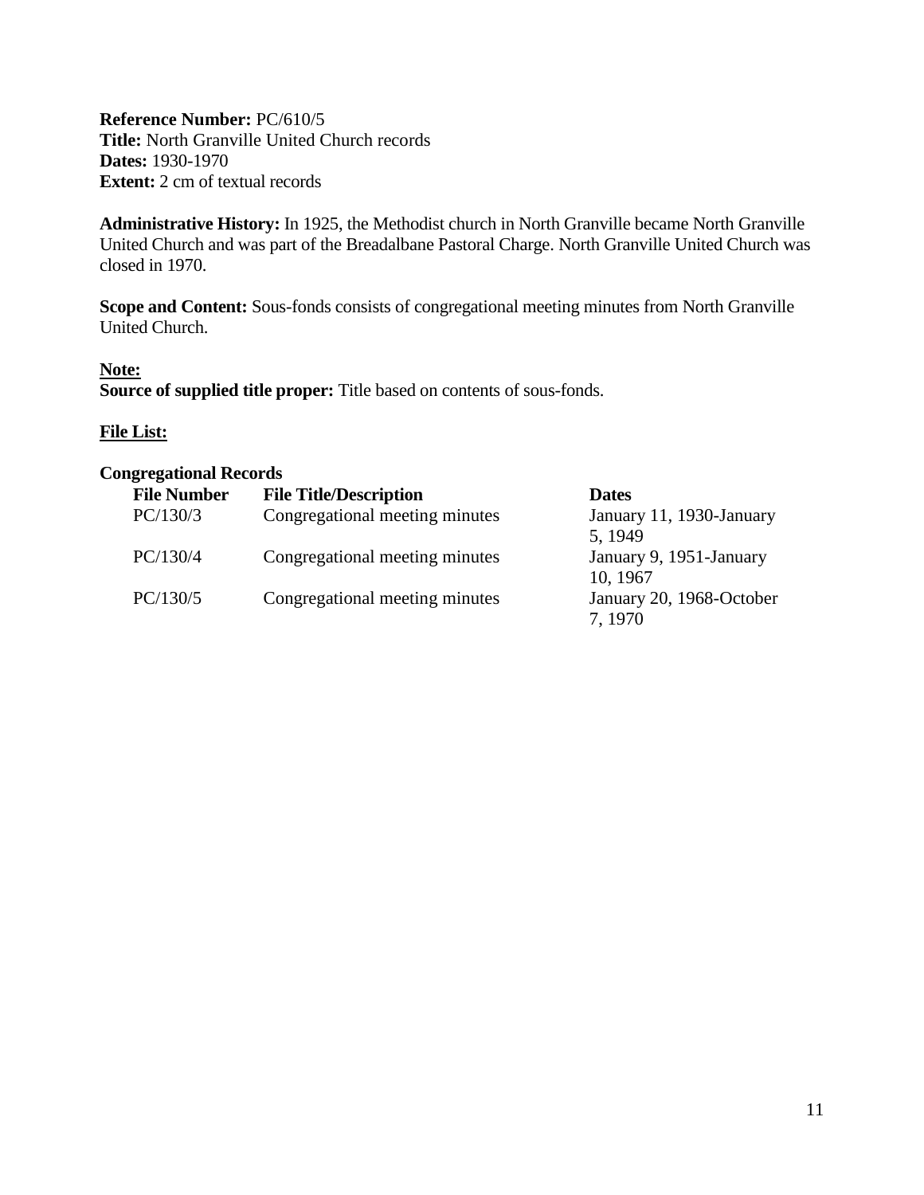**Reference Number:** PC/610/5
**Title:** North Granville United Church records
**Dates:** 1930-1970
**Extent:** 2 cm of textual records

**Administrative History:** In 1925, the Methodist church in North Granville became North Granville United Church and was part of the Breadalbane Pastoral Charge. North Granville United Church was closed in 1970.

**Scope and Content:** Sous-fonds consists of congregational meeting minutes from North Granville United Church.

**Note:**
**Source of supplied title proper:** Title based on contents of sous-fonds.

**File List:**

**Congregational Records**

| File Number | File Title/Description | Dates |
|---|---|---|
| PC/130/3 | Congregational meeting minutes | January 11, 1930-January 5, 1949 |
| PC/130/4 | Congregational meeting minutes | January 9, 1951-January 10, 1967 |
| PC/130/5 | Congregational meeting minutes | January 20, 1968-October 7, 1970 |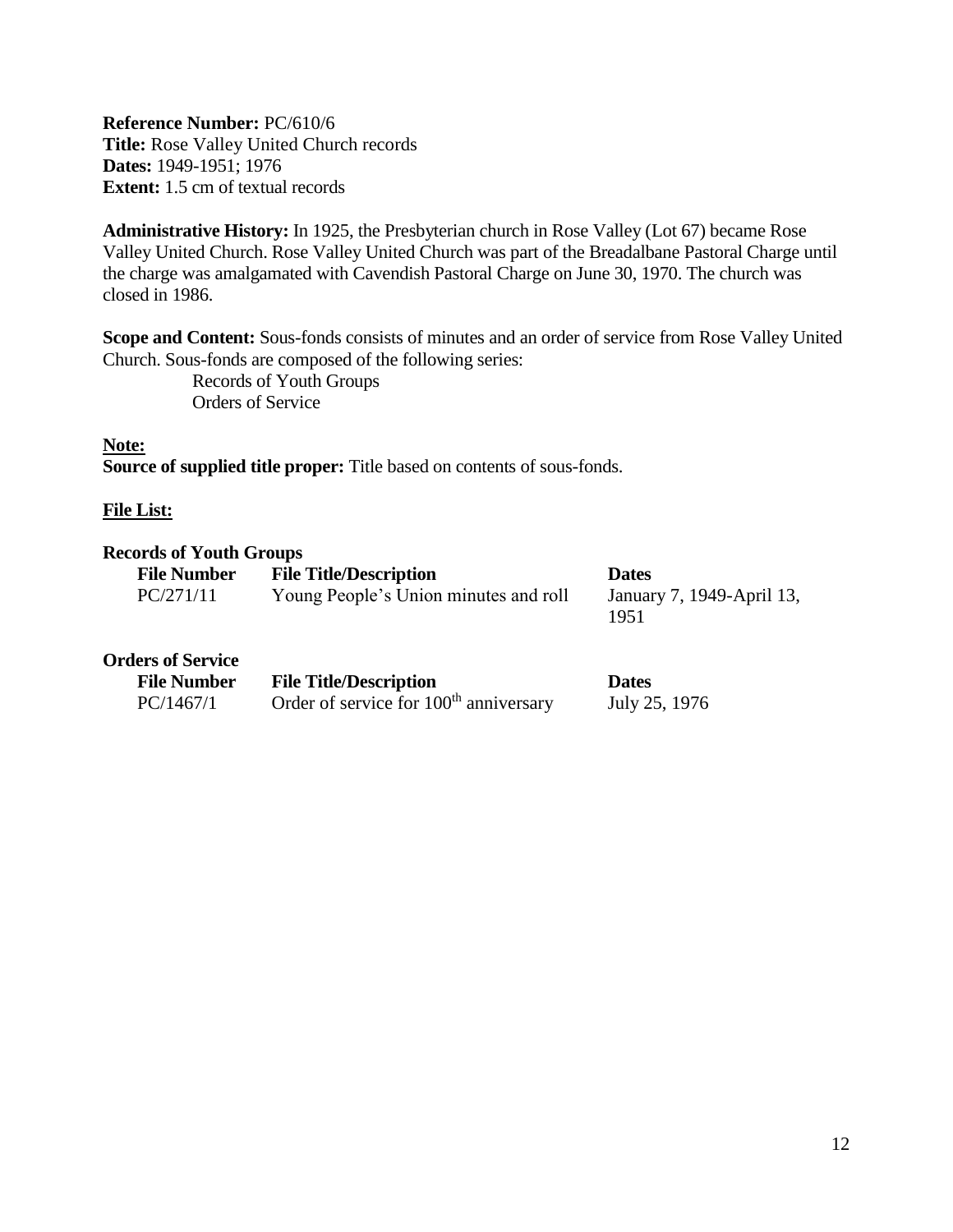**Reference Number:** PC/610/6
**Title:** Rose Valley United Church records
**Dates:** 1949-1951; 1976
**Extent:** 1.5 cm of textual records

**Administrative History:** In 1925, the Presbyterian church in Rose Valley (Lot 67) became Rose Valley United Church. Rose Valley United Church was part of the Breadalbane Pastoral Charge until the charge was amalgamated with Cavendish Pastoral Charge on June 30, 1970. The church was closed in 1986.

**Scope and Content:** Sous-fonds consists of minutes and an order of service from Rose Valley United Church. Sous-fonds are composed of the following series:

- Records of Youth Groups
- Orders of Service

**Note:**
**Source of supplied title proper:** Title based on contents of sous-fonds.

**File List:**

**Records of Youth Groups**

| File Number | File Title/Description | Dates |
| --- | --- | --- |
| PC/271/11 | Young People's Union minutes and roll | January 7, 1949-April 13, 1951 |

**Orders of Service**

| File Number | File Title/Description | Dates |
| --- | --- | --- |
| PC/1467/1 | Order of service for 100th anniversary | July 25, 1976 |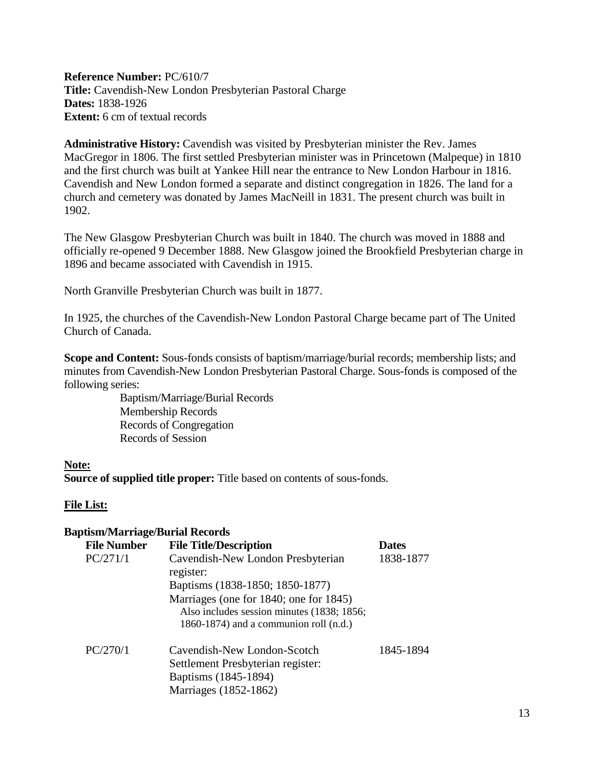**Reference Number:** PC/610/7
**Title:** Cavendish-New London Presbyterian Pastoral Charge
**Dates:** 1838-1926
**Extent:** 6 cm of textual records

**Administrative History:** Cavendish was visited by Presbyterian minister the Rev. James MacGregor in 1806. The first settled Presbyterian minister was in Princetown (Malpeque) in 1810 and the first church was built at Yankee Hill near the entrance to New London Harbour in 1816. Cavendish and New London formed a separate and distinct congregation in 1826. The land for a church and cemetery was donated by James MacNeill in 1831. The present church was built in 1902.

The New Glasgow Presbyterian Church was built in 1840. The church was moved in 1888 and officially re-opened 9 December 1888. New Glasgow joined the Brookfield Presbyterian charge in 1896 and became associated with Cavendish in 1915.

North Granville Presbyterian Church was built in 1877.

In 1925, the churches of the Cavendish-New London Pastoral Charge became part of The United Church of Canada.

**Scope and Content:** Sous-fonds consists of baptism/marriage/burial records; membership lists; and minutes from Cavendish-New London Presbyterian Pastoral Charge. Sous-fonds is composed of the following series:

- Baptism/Marriage/Burial Records
- Membership Records
- Records of Congregation
- Records of Session

**Note:**
**Source of supplied title proper:** Title based on contents of sous-fonds.

**File List:**

**Baptism/Marriage/Burial Records**

| File Number | File Title/Description | Dates |
|---|---|---|
| PC/271/1 | Cavendish-New London Presbyterian register:<br>Baptisms (1838-1850; 1850-1877)<br>Marriages (one for 1840; one for 1845)<br>Also includes session minutes (1838; 1856; 1860-1874) and a communion roll (n.d.) | 1838-1877 |
| PC/270/1 | Cavendish-New London-Scotch Settlement Presbyterian register:<br>Baptisms (1845-1894)<br>Marriages (1852-1862) | 1845-1894 |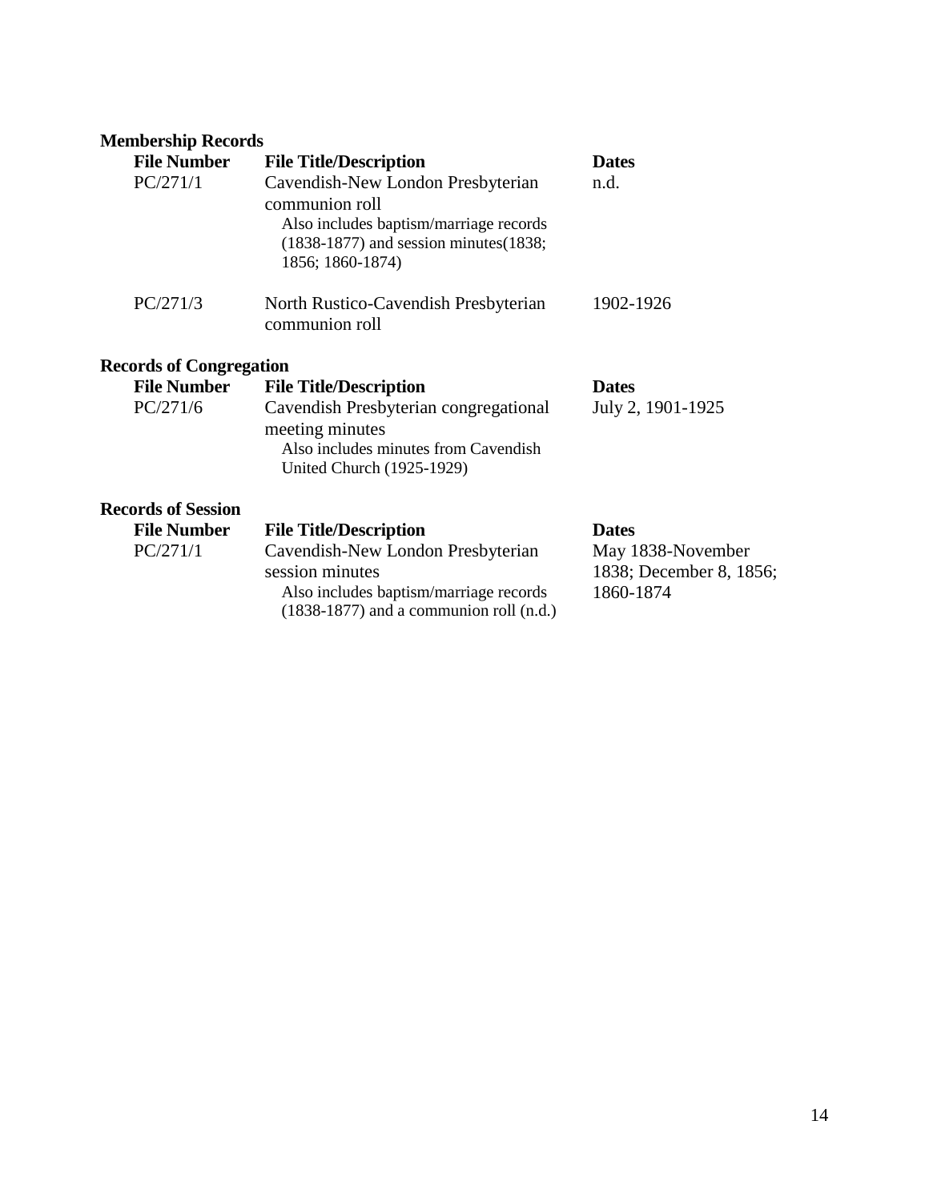## Membership Records

| File Number | File Title/Description | Dates |
|---|---|---|
| PC/271/1 | Cavendish-New London Presbyterian communion roll<br>Also includes baptism/marriage records (1838-1877) and session minutes(1838; 1856; 1860-1874) | n.d. |
| PC/271/3 | North Rustico-Cavendish Presbyterian communion roll | 1902-1926 |

## Records of Congregation

| File Number | File Title/Description | Dates |
|---|---|---|
| PC/271/6 | Cavendish Presbyterian congregational meeting minutes<br>Also includes minutes from Cavendish United Church (1925-1929) | July 2, 1901-1925 |

## Records of Session

| File Number | File Title/Description | Dates |
|---|---|---|
| PC/271/1 | Cavendish-New London Presbyterian session minutes<br>Also includes baptism/marriage records (1838-1877) and a communion roll (n.d.) | May 1838-November 1838; December 8, 1856; 1860-1874 |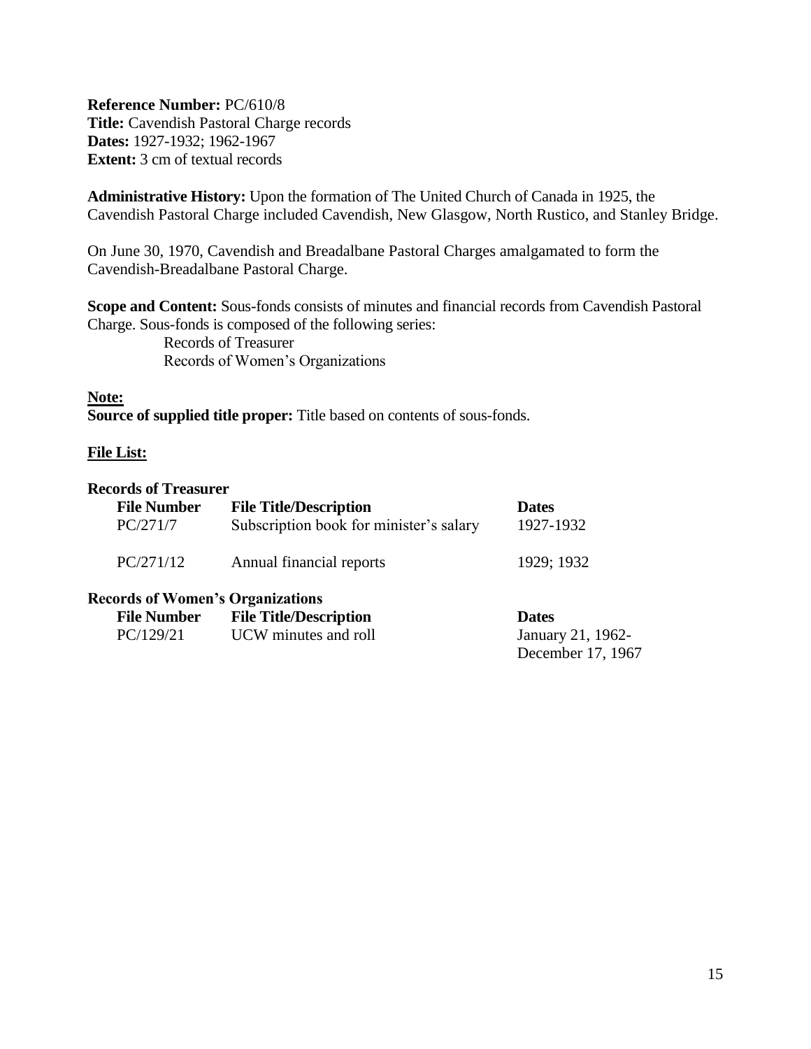**Reference Number:** PC/610/8
**Title:** Cavendish Pastoral Charge records
**Dates:** 1927-1932; 1962-1967
**Extent:** 3 cm of textual records

**Administrative History:** Upon the formation of The United Church of Canada in 1925, the Cavendish Pastoral Charge included Cavendish, New Glasgow, North Rustico, and Stanley Bridge.

On June 30, 1970, Cavendish and Breadalbane Pastoral Charges amalgamated to form the Cavendish-Breadalbane Pastoral Charge.

**Scope and Content:** Sous-fonds consists of minutes and financial records from Cavendish Pastoral Charge. Sous-fonds is composed of the following series:

- Records of Treasurer
- Records of Women's Organizations

**Note:**

**Source of supplied title proper:** Title based on contents of sous-fonds.

**File List:**

**Records of Treasurer**

| File Number | File Title/Description | Dates |
|---|---|---|
| PC/271/7 | Subscription book for minister's salary | 1927-1932 |
| PC/271/12 | Annual financial reports | 1929; 1932 |

**Records of Women's Organizations**

| File Number | File Title/Description | Dates |
|---|---|---|
| PC/129/21 | UCW minutes and roll | January 21, 1962-December 17, 1967 |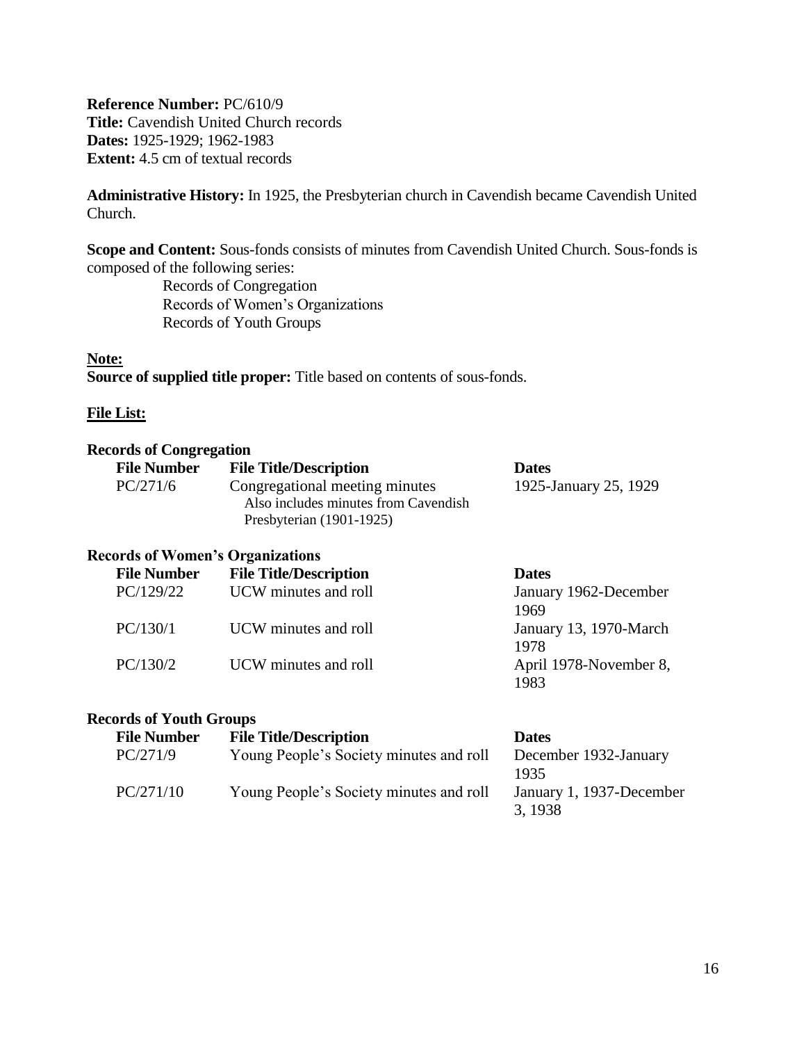**Reference Number:** PC/610/9
**Title:** Cavendish United Church records
**Dates:** 1925-1929; 1962-1983
**Extent:** 4.5 cm of textual records

**Administrative History:** In 1925, the Presbyterian church in Cavendish became Cavendish United Church.

**Scope and Content:** Sous-fonds consists of minutes from Cavendish United Church. Sous-fonds is composed of the following series:

- Records of Congregation
- Records of Women's Organizations
- Records of Youth Groups

**Note:**

**Source of supplied title proper:** Title based on contents of sous-fonds.

**File List:**

**Records of Congregation**

| File Number | File Title/Description | Dates |
|---|---|---|
| PC/271/6 | Congregational meeting minutes<br>Also includes minutes from Cavendish Presbyterian (1901-1925) | 1925-January 25, 1929 |

**Records of Women's Organizations**

| File Number | File Title/Description | Dates |
|---|---|---|
| PC/129/22 | UCW minutes and roll | January 1962-December 1969 |
| PC/130/1 | UCW minutes and roll | January 13, 1970-March 1978 |
| PC/130/2 | UCW minutes and roll | April 1978-November 8, 1983 |

**Records of Youth Groups**

| File Number | File Title/Description | Dates |
|---|---|---|
| PC/271/9 | Young People's Society minutes and roll | December 1932-January 1935 |
| PC/271/10 | Young People's Society minutes and roll | January 1, 1937-December 3, 1938 |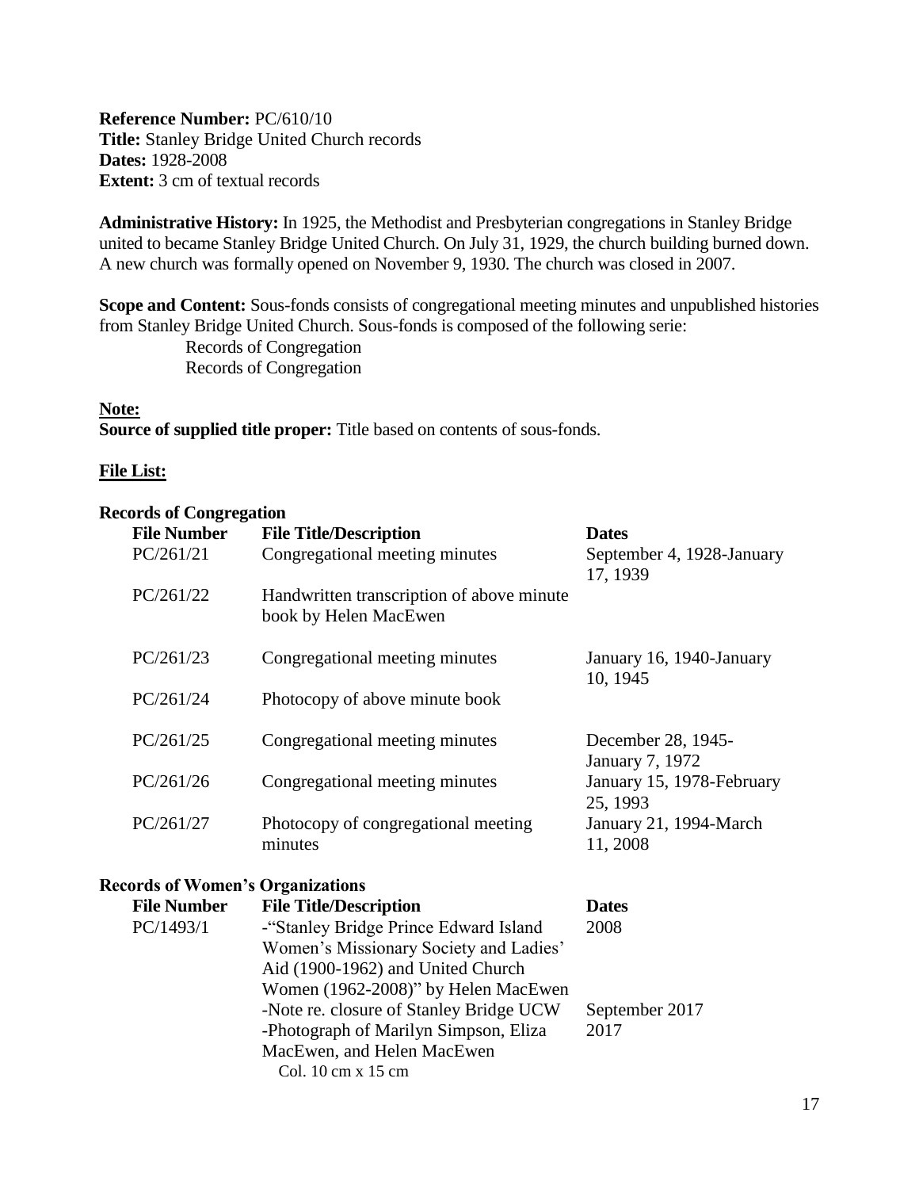**Reference Number:** PC/610/10
**Title:** Stanley Bridge United Church records
**Dates:** 1928-2008
**Extent:** 3 cm of textual records

**Administrative History:** In 1925, the Methodist and Presbyterian congregations in Stanley Bridge united to became Stanley Bridge United Church. On July 31, 1929, the church building burned down. A new church was formally opened on November 9, 1930. The church was closed in 2007.

**Scope and Content:** Sous-fonds consists of congregational meeting minutes and unpublished histories from Stanley Bridge United Church. Sous-fonds is composed of the following serie:

Records of Congregation
Records of Congregation

**Note:**
**Source of supplied title proper:** Title based on contents of sous-fonds.

**File List:**

**Records of Congregation**

| File Number | File Title/Description | Dates |
|---|---|---|
| PC/261/21 | Congregational meeting minutes | September 4, 1928-January 17, 1939 |
| PC/261/22 | Handwritten transcription of above minute book by Helen MacEwen | |
| PC/261/23 | Congregational meeting minutes | January 16, 1940-January 10, 1945 |
| PC/261/24 | Photocopy of above minute book | |
| PC/261/25 | Congregational meeting minutes | December 28, 1945-January 7, 1972 |
| PC/261/26 | Congregational meeting minutes | January 15, 1978-February 25, 1993 |
| PC/261/27 | Photocopy of congregational meeting minutes | January 21, 1994-March 11, 2008 |

**Records of Women's Organizations**

| File Number | File Title/Description | Dates |
|---|---|---|
| PC/1493/1 | -"Stanley Bridge Prince Edward Island Women's Missionary Society and Ladies' Aid (1900-1962) and United Church Women (1962-2008)" by Helen MacEwen | 2008 |
| | -Note re. closure of Stanley Bridge UCW | September 2017 |
| | -Photograph of Marilyn Simpson, Eliza MacEwen, and Helen MacEwen<br>Col. 10 cm x 15 cm | 2017 |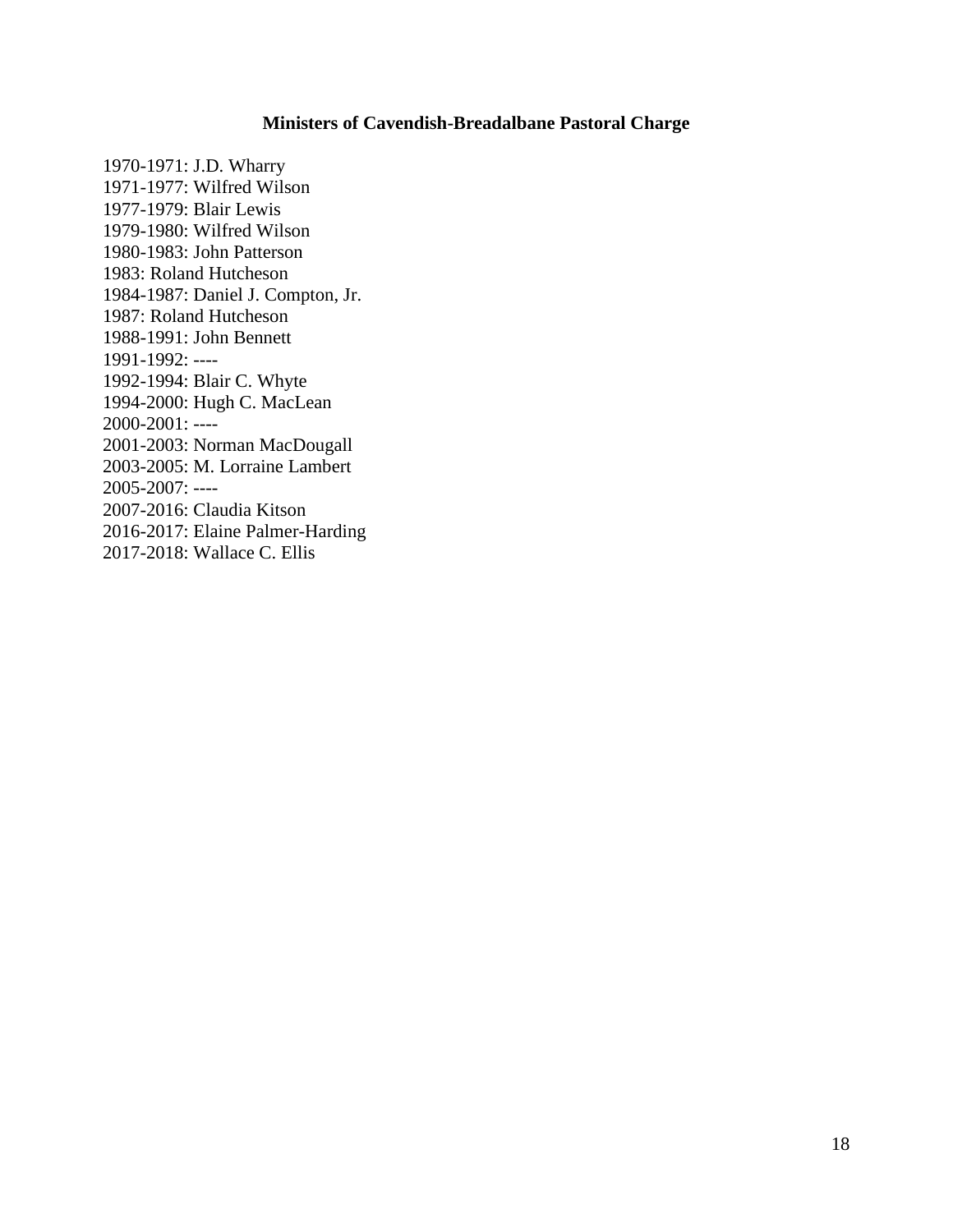## Ministers of Cavendish-Breadalbane Pastoral Charge

1970-1971: J.D. Wharry
1971-1977: Wilfred Wilson
1977-1979: Blair Lewis
1979-1980: Wilfred Wilson
1980-1983: John Patterson
1983: Roland Hutcheson
1984-1987: Daniel J. Compton, Jr.
1987: Roland Hutcheson
1988-1991: John Bennett
1991-1992: ----
1992-1994: Blair C. Whyte
1994-2000: Hugh C. MacLean
2000-2001: ----
2001-2003: Norman MacDougall
2003-2005: M. Lorraine Lambert
2005-2007: ----
2007-2016: Claudia Kitson
2016-2017: Elaine Palmer-Harding
2017-2018: Wallace C. Ellis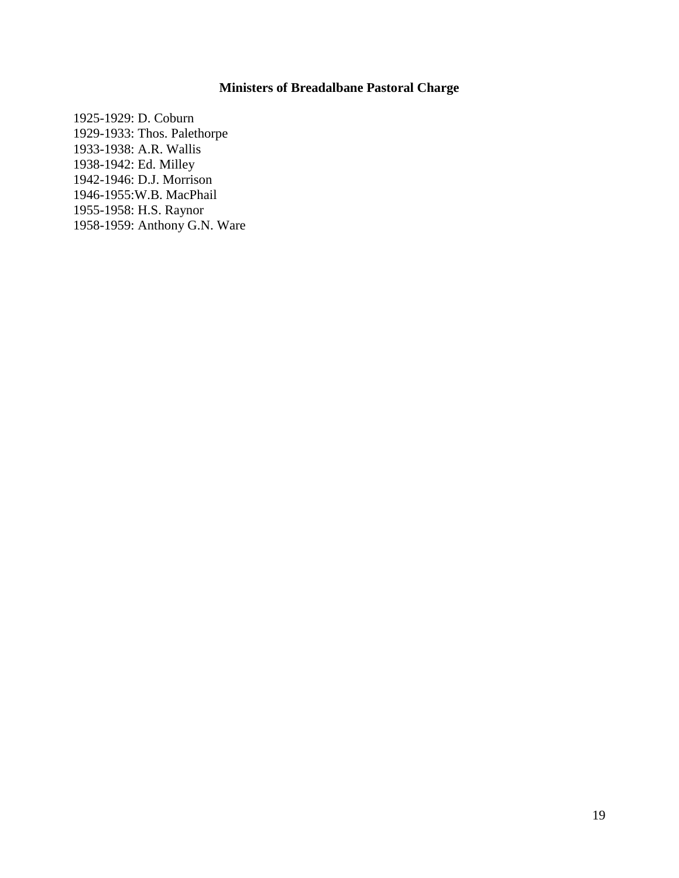**Ministers of Breadalbane Pastoral Charge**

1925-1929: D. Coburn
1929-1933: Thos. Palethorpe
1933-1938: A.R. Wallis
1938-1942: Ed. Milley
1942-1946: D.J. Morrison
1946-1955:W.B. MacPhail
1955-1958: H.S. Raynor
1958-1959: Anthony G.N. Ware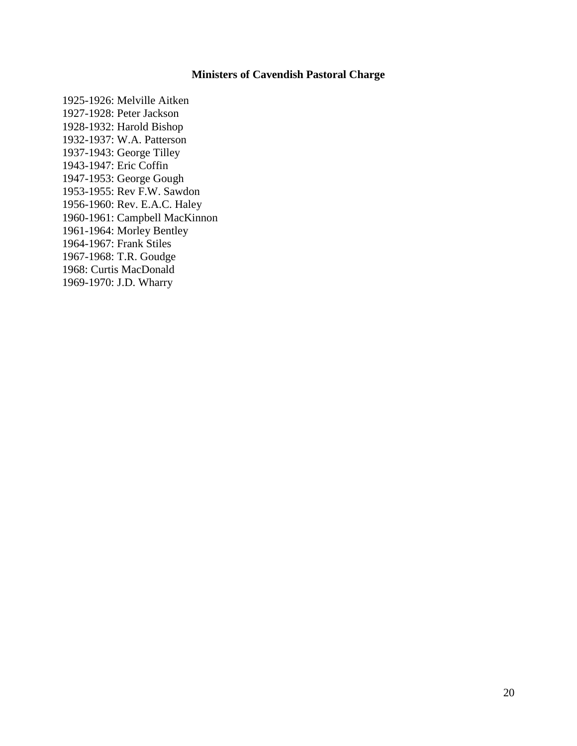### Ministers of Cavendish Pastoral Charge

1925-1926: Melville Aitken
1927-1928: Peter Jackson
1928-1932: Harold Bishop
1932-1937: W.A. Patterson
1937-1943: George Tilley
1943-1947: Eric Coffin
1947-1953: George Gough
1953-1955: Rev F.W. Sawdon
1956-1960: Rev. E.A.C. Haley
1960-1961: Campbell MacKinnon
1961-1964: Morley Bentley
1964-1967: Frank Stiles
1967-1968: T.R. Goudge
1968: Curtis MacDonald
1969-1970: J.D. Wharry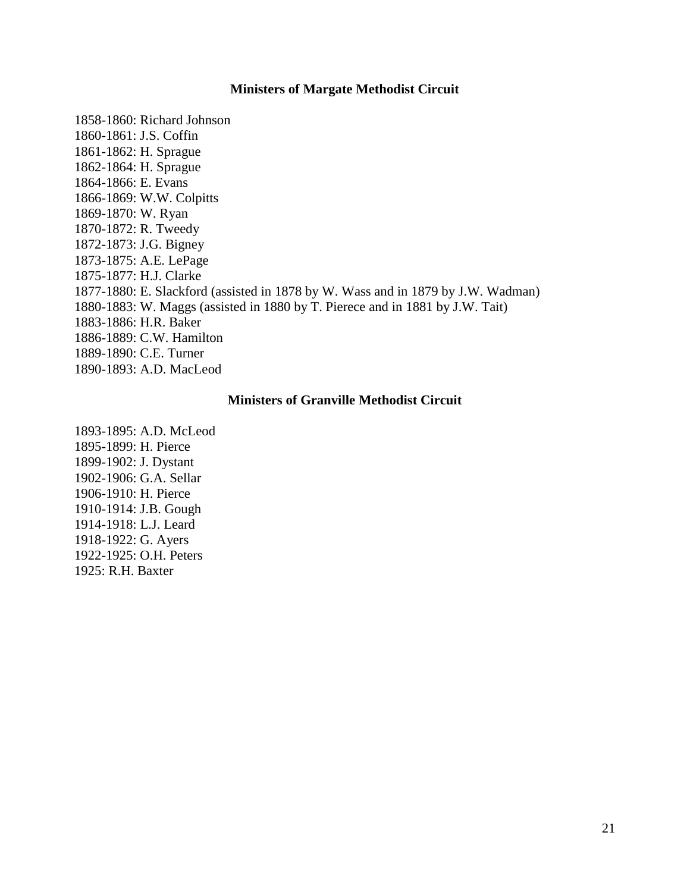## Ministers of Margate Methodist Circuit

1858-1860: Richard Johnson
1860-1861: J.S. Coffin
1861-1862: H. Sprague
1862-1864: H. Sprague
1864-1866: E. Evans
1866-1869: W.W. Colpitts
1869-1870: W. Ryan
1870-1872: R. Tweedy
1872-1873: J.G. Bigney
1873-1875: A.E. LePage
1875-1877: H.J. Clarke
1877-1880: E. Slackford (assisted in 1878 by W. Wass and in 1879 by J.W. Wadman)
1880-1883: W. Maggs (assisted in 1880 by T. Pierece and in 1881 by J.W. Tait)
1883-1886: H.R. Baker
1886-1889: C.W. Hamilton
1889-1890: C.E. Turner
1890-1893: A.D. MacLeod

## Ministers of Granville Methodist Circuit

1893-1895: A.D. McLeod
1895-1899: H. Pierce
1899-1902: J. Dystant
1902-1906: G.A. Sellar
1906-1910: H. Pierce
1910-1914: J.B. Gough
1914-1918: L.J. Leard
1918-1922: G. Ayers
1922-1925: O.H. Peters
1925: R.H. Baxter